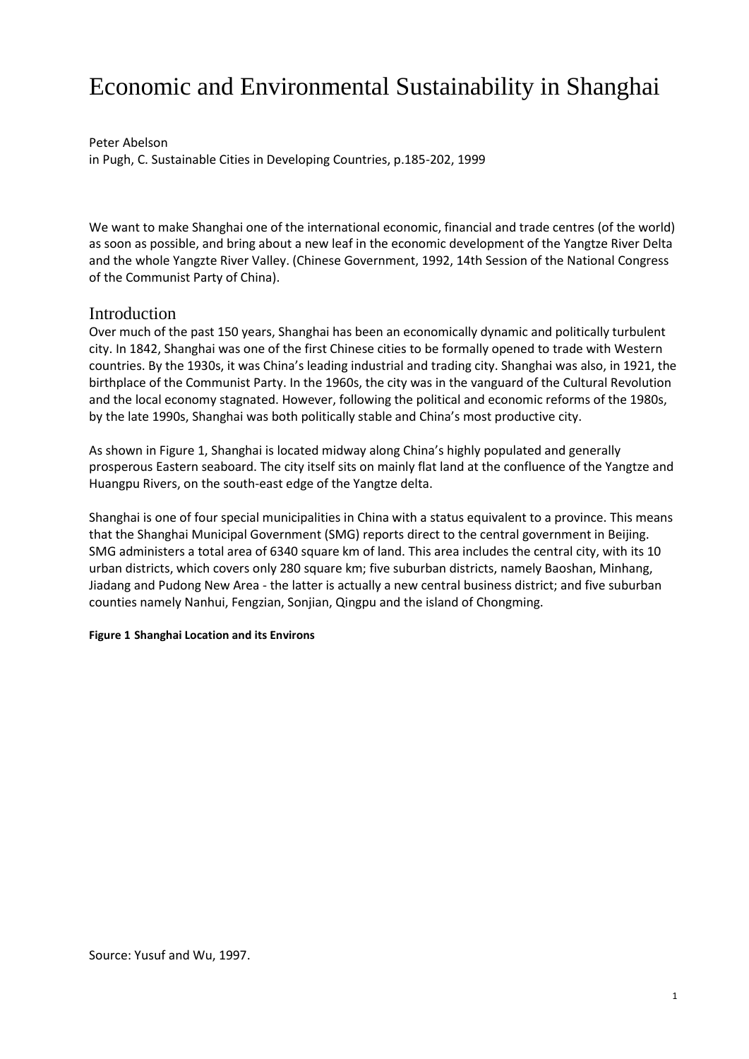# Economic and Environmental Sustainability in Shanghai

Peter Abelson

in Pugh, C. Sustainable Cities in Developing Countries, p.185-202, 1999

We want to make Shanghai one of the international economic, financial and trade centres (of the world) as soon as possible, and bring about a new leaf in the economic development of the Yangtze River Delta and the whole Yangzte River Valley. (Chinese Government, 1992, 14th Session of the National Congress of the Communist Party of China).

## Introduction

Over much of the past 150 years, Shanghai has been an economically dynamic and politically turbulent city. In 1842, Shanghai was one of the first Chinese cities to be formally opened to trade with Western countries. By the 1930s, it was China's leading industrial and trading city. Shanghai was also, in 1921, the birthplace of the Communist Party. In the 1960s, the city was in the vanguard of the Cultural Revolution and the local economy stagnated. However, following the political and economic reforms of the 1980s, by the late 1990s, Shanghai was both politically stable and China's most productive city.

As shown in Figure 1, Shanghai is located midway along China's highly populated and generally prosperous Eastern seaboard. The city itself sits on mainly flat land at the confluence of the Yangtze and Huangpu Rivers, on the south-east edge of the Yangtze delta.

Shanghai is one of four special municipalities in China with a status equivalent to a province. This means that the Shanghai Municipal Government (SMG) reports direct to the central government in Beijing. SMG administers a total area of 6340 square km of land. This area includes the central city, with its 10 urban districts, which covers only 280 square km; five suburban districts, namely Baoshan, Minhang, Jiadang and Pudong New Area - the latter is actually a new central business district; and five suburban counties namely Nanhui, Fengzian, Sonjian, Qingpu and the island of Chongming.

**Figure 1 Shanghai Location and its Environs**

Source: Yusuf and Wu, 1997.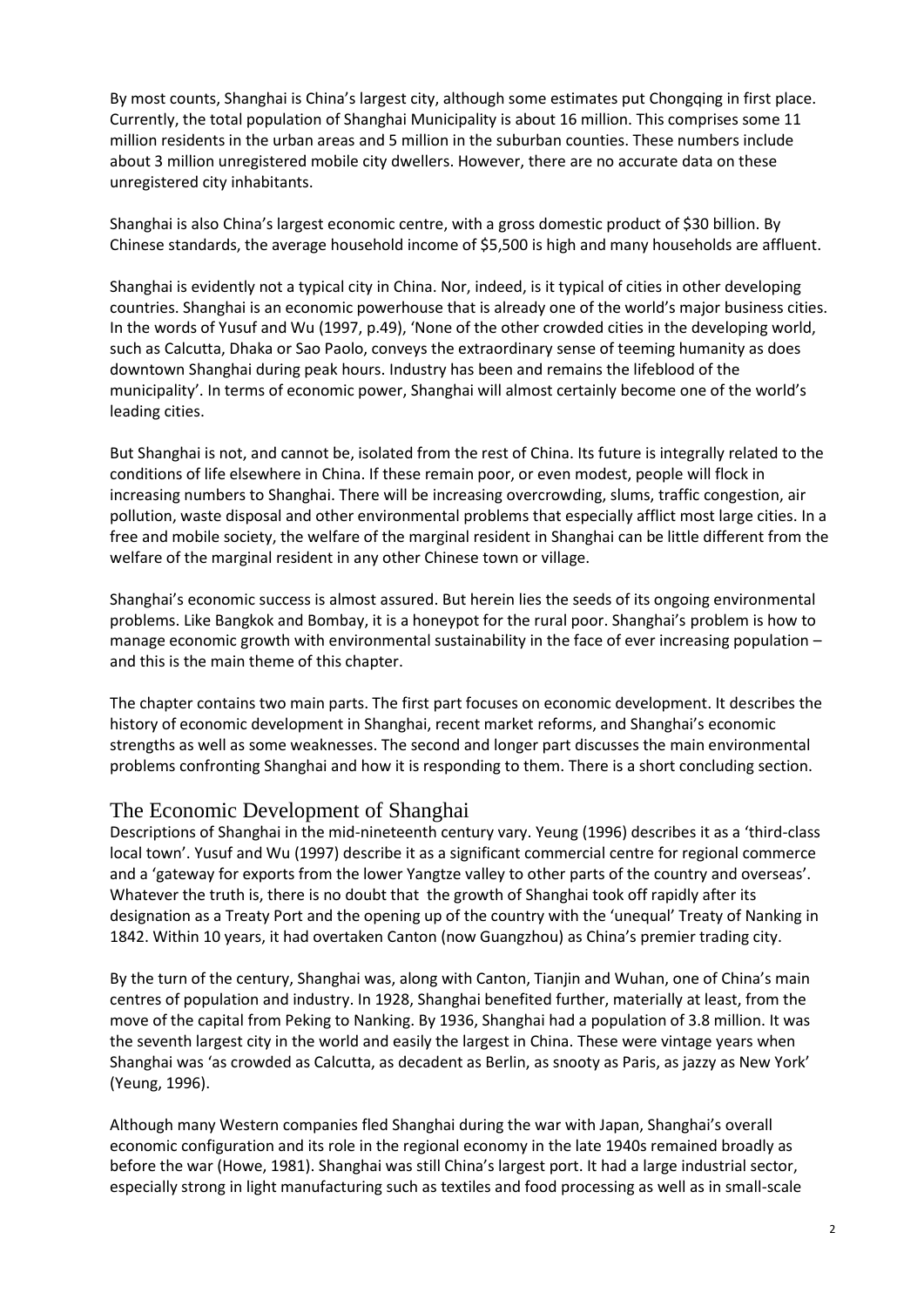By most counts, Shanghai is China's largest city, although some estimates put Chongqing in first place. Currently, the total population of Shanghai Municipality is about 16 million. This comprises some 11 million residents in the urban areas and 5 million in the suburban counties. These numbers include about 3 million unregistered mobile city dwellers. However, there are no accurate data on these unregistered city inhabitants.

Shanghai is also China's largest economic centre, with a gross domestic product of $30 billion. By Chinese standards, the average household income of $5,500 is high and many households are affluent.

Shanghai is evidently not a typical city in China. Nor, indeed, is it typical of cities in other developing countries. Shanghai is an economic powerhouse that is already one of the world's major business cities. In the words of Yusuf and Wu (1997, p.49), 'None of the other crowded cities in the developing world, such as Calcutta, Dhaka or Sao Paolo, conveys the extraordinary sense of teeming humanity as does downtown Shanghai during peak hours. Industry has been and remains the lifeblood of the municipality'. In terms of economic power, Shanghai will almost certainly become one of the world's leading cities.

But Shanghai is not, and cannot be, isolated from the rest of China. Its future is integrally related to the conditions of life elsewhere in China. If these remain poor, or even modest, people will flock in increasing numbers to Shanghai. There will be increasing overcrowding, slums, traffic congestion, air pollution, waste disposal and other environmental problems that especially afflict most large cities. In a free and mobile society, the welfare of the marginal resident in Shanghai can be little different from the welfare of the marginal resident in any other Chinese town or village.

Shanghai's economic success is almost assured. But herein lies the seeds of its ongoing environmental problems. Like Bangkok and Bombay, it is a honeypot for the rural poor. Shanghai's problem is how to manage economic growth with environmental sustainability in the face of ever increasing population – and this is the main theme of this chapter.

The chapter contains two main parts. The first part focuses on economic development. It describes the history of economic development in Shanghai, recent market reforms, and Shanghai's economic strengths as well as some weaknesses. The second and longer part discusses the main environmental problems confronting Shanghai and how it is responding to them. There is a short concluding section.

## The Economic Development of Shanghai

Descriptions of Shanghai in the mid-nineteenth century vary. Yeung (1996) describes it as a 'third-class local town'. Yusuf and Wu (1997) describe it as a significant commercial centre for regional commerce and a 'gateway for exports from the lower Yangtze valley to other parts of the country and overseas'. Whatever the truth is, there is no doubt that the growth of Shanghai took off rapidly after its designation as a Treaty Port and the opening up of the country with the 'unequal' Treaty of Nanking in 1842. Within 10 years, it had overtaken Canton (now Guangzhou) as China's premier trading city.

By the turn of the century, Shanghai was, along with Canton, Tianjin and Wuhan, one of China's main centres of population and industry. In 1928, Shanghai benefited further, materially at least, from the move of the capital from Peking to Nanking. By 1936, Shanghai had a population of 3.8 million. It was the seventh largest city in the world and easily the largest in China. These were vintage years when Shanghai was 'as crowded as Calcutta, as decadent as Berlin, as snooty as Paris, as jazzy as New York' (Yeung, 1996).

Although many Western companies fled Shanghai during the war with Japan, Shanghai's overall economic configuration and its role in the regional economy in the late 1940s remained broadly as before the war (Howe, 1981). Shanghai was still China's largest port. It had a large industrial sector, especially strong in light manufacturing such as textiles and food processing as well as in small-scale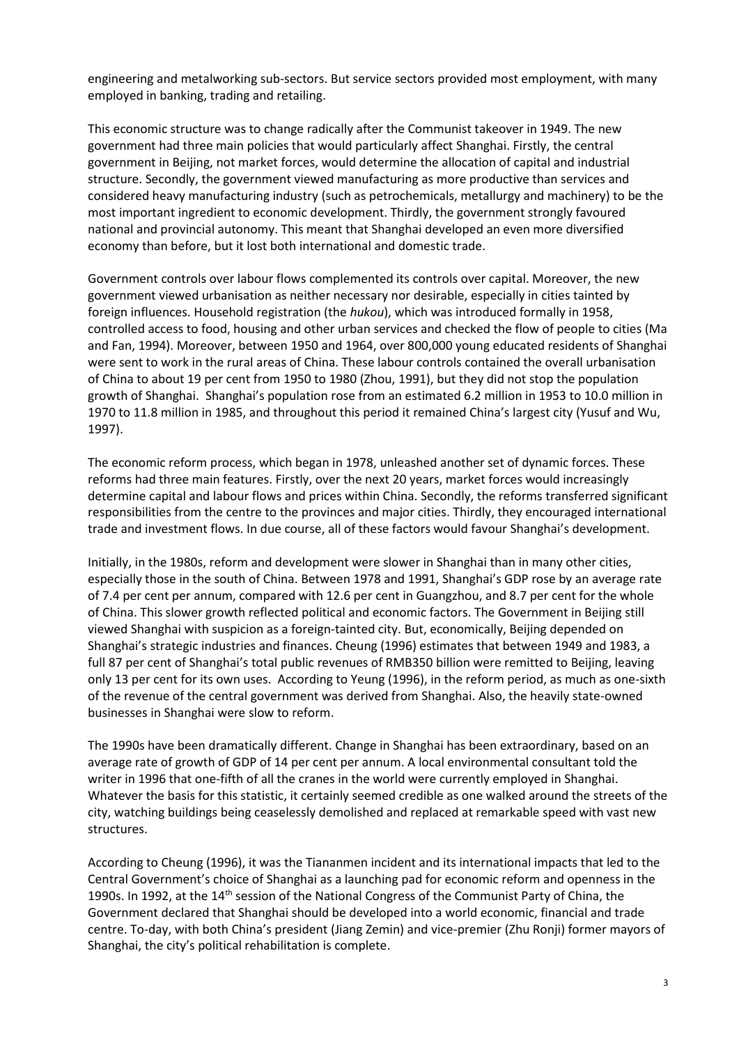engineering and metalworking sub-sectors. But service sectors provided most employment, with many employed in banking, trading and retailing.

This economic structure was to change radically after the Communist takeover in 1949. The new government had three main policies that would particularly affect Shanghai. Firstly, the central government in Beijing, not market forces, would determine the allocation of capital and industrial structure. Secondly, the government viewed manufacturing as more productive than services and considered heavy manufacturing industry (such as petrochemicals, metallurgy and machinery) to be the most important ingredient to economic development. Thirdly, the government strongly favoured national and provincial autonomy. This meant that Shanghai developed an even more diversified economy than before, but it lost both international and domestic trade.

Government controls over labour flows complemented its controls over capital. Moreover, the new government viewed urbanisation as neither necessary nor desirable, especially in cities tainted by foreign influences. Household registration (the *hukou*), which was introduced formally in 1958, controlled access to food, housing and other urban services and checked the flow of people to cities (Ma and Fan, 1994). Moreover, between 1950 and 1964, over 800,000 young educated residents of Shanghai were sent to work in the rural areas of China. These labour controls contained the overall urbanisation of China to about 19 per cent from 1950 to 1980 (Zhou, 1991), but they did not stop the population growth of Shanghai. Shanghai's population rose from an estimated 6.2 million in 1953 to 10.0 million in 1970 to 11.8 million in 1985, and throughout this period it remained China's largest city (Yusuf and Wu, 1997).

The economic reform process, which began in 1978, unleashed another set of dynamic forces. These reforms had three main features. Firstly, over the next 20 years, market forces would increasingly determine capital and labour flows and prices within China. Secondly, the reforms transferred significant responsibilities from the centre to the provinces and major cities. Thirdly, they encouraged international trade and investment flows. In due course, all of these factors would favour Shanghai's development.

Initially, in the 1980s, reform and development were slower in Shanghai than in many other cities, especially those in the south of China. Between 1978 and 1991, Shanghai's GDP rose by an average rate of 7.4 per cent per annum, compared with 12.6 per cent in Guangzhou, and 8.7 per cent for the whole of China. This slower growth reflected political and economic factors. The Government in Beijing still viewed Shanghai with suspicion as a foreign-tainted city. But, economically, Beijing depended on Shanghai's strategic industries and finances. Cheung (1996) estimates that between 1949 and 1983, a full 87 per cent of Shanghai's total public revenues of RMB350 billion were remitted to Beijing, leaving only 13 per cent for its own uses. According to Yeung (1996), in the reform period, as much as one-sixth of the revenue of the central government was derived from Shanghai. Also, the heavily state-owned businesses in Shanghai were slow to reform.

The 1990s have been dramatically different. Change in Shanghai has been extraordinary, based on an average rate of growth of GDP of 14 per cent per annum. A local environmental consultant told the writer in 1996 that one-fifth of all the cranes in the world were currently employed in Shanghai. Whatever the basis for this statistic, it certainly seemed credible as one walked around the streets of the city, watching buildings being ceaselessly demolished and replaced at remarkable speed with vast new structures.

According to Cheung (1996), it was the Tiananmen incident and its international impacts that led to the Central Government's choice of Shanghai as a launching pad for economic reform and openness in the 1990s. In 1992, at the 14th session of the National Congress of the Communist Party of China, the Government declared that Shanghai should be developed into a world economic, financial and trade centre. To-day, with both China's president (Jiang Zemin) and vice-premier (Zhu Ronji) former mayors of Shanghai, the city's political rehabilitation is complete.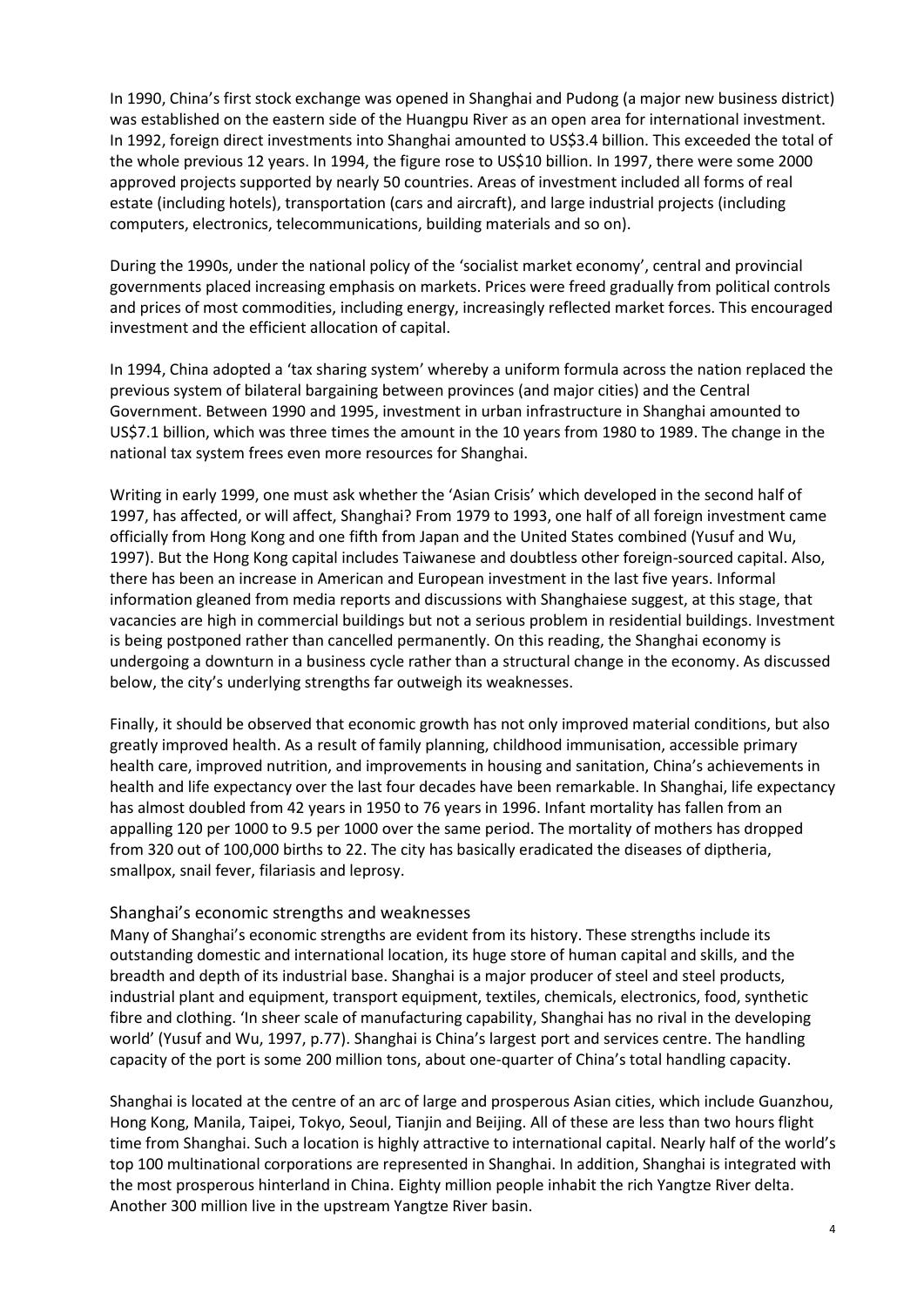In 1990, China's first stock exchange was opened in Shanghai and Pudong (a major new business district) was established on the eastern side of the Huangpu River as an open area for international investment. In 1992, foreign direct investments into Shanghai amounted to US$3.4 billion. This exceeded the total of the whole previous 12 years. In 1994, the figure rose to US$10 billion. In 1997, there were some 2000 approved projects supported by nearly 50 countries. Areas of investment included all forms of real estate (including hotels), transportation (cars and aircraft), and large industrial projects (including computers, electronics, telecommunications, building materials and so on).

During the 1990s, under the national policy of the 'socialist market economy', central and provincial governments placed increasing emphasis on markets. Prices were freed gradually from political controls and prices of most commodities, including energy, increasingly reflected market forces. This encouraged investment and the efficient allocation of capital.

In 1994, China adopted a 'tax sharing system' whereby a uniform formula across the nation replaced the previous system of bilateral bargaining between provinces (and major cities) and the Central Government. Between 1990 and 1995, investment in urban infrastructure in Shanghai amounted to US$7.1 billion, which was three times the amount in the 10 years from 1980 to 1989. The change in the national tax system frees even more resources for Shanghai.

Writing in early 1999, one must ask whether the 'Asian Crisis' which developed in the second half of 1997, has affected, or will affect, Shanghai? From 1979 to 1993, one half of all foreign investment came officially from Hong Kong and one fifth from Japan and the United States combined (Yusuf and Wu, 1997). But the Hong Kong capital includes Taiwanese and doubtless other foreign-sourced capital. Also, there has been an increase in American and European investment in the last five years. Informal information gleaned from media reports and discussions with Shanghaiese suggest, at this stage, that vacancies are high in commercial buildings but not a serious problem in residential buildings. Investment is being postponed rather than cancelled permanently. On this reading, the Shanghai economy is undergoing a downturn in a business cycle rather than a structural change in the economy. As discussed below, the city's underlying strengths far outweigh its weaknesses.

Finally, it should be observed that economic growth has not only improved material conditions, but also greatly improved health. As a result of family planning, childhood immunisation, accessible primary health care, improved nutrition, and improvements in housing and sanitation, China's achievements in health and life expectancy over the last four decades have been remarkable. In Shanghai, life expectancy has almost doubled from 42 years in 1950 to 76 years in 1996. Infant mortality has fallen from an appalling 120 per 1000 to 9.5 per 1000 over the same period. The mortality of mothers has dropped from 320 out of 100,000 births to 22. The city has basically eradicated the diseases of diptheria, smallpox, snail fever, filariasis and leprosy.

## Shanghai's economic strengths and weaknesses

Many of Shanghai's economic strengths are evident from its history. These strengths include its outstanding domestic and international location, its huge store of human capital and skills, and the breadth and depth of its industrial base. Shanghai is a major producer of steel and steel products, industrial plant and equipment, transport equipment, textiles, chemicals, electronics, food, synthetic fibre and clothing. 'In sheer scale of manufacturing capability, Shanghai has no rival in the developing world' (Yusuf and Wu, 1997, p.77). Shanghai is China's largest port and services centre. The handling capacity of the port is some 200 million tons, about one-quarter of China's total handling capacity.

Shanghai is located at the centre of an arc of large and prosperous Asian cities, which include Guanzhou, Hong Kong, Manila, Taipei, Tokyo, Seoul, Tianjin and Beijing. All of these are less than two hours flight time from Shanghai. Such a location is highly attractive to international capital. Nearly half of the world's top 100 multinational corporations are represented in Shanghai. In addition, Shanghai is integrated with the most prosperous hinterland in China. Eighty million people inhabit the rich Yangtze River delta. Another 300 million live in the upstream Yangtze River basin.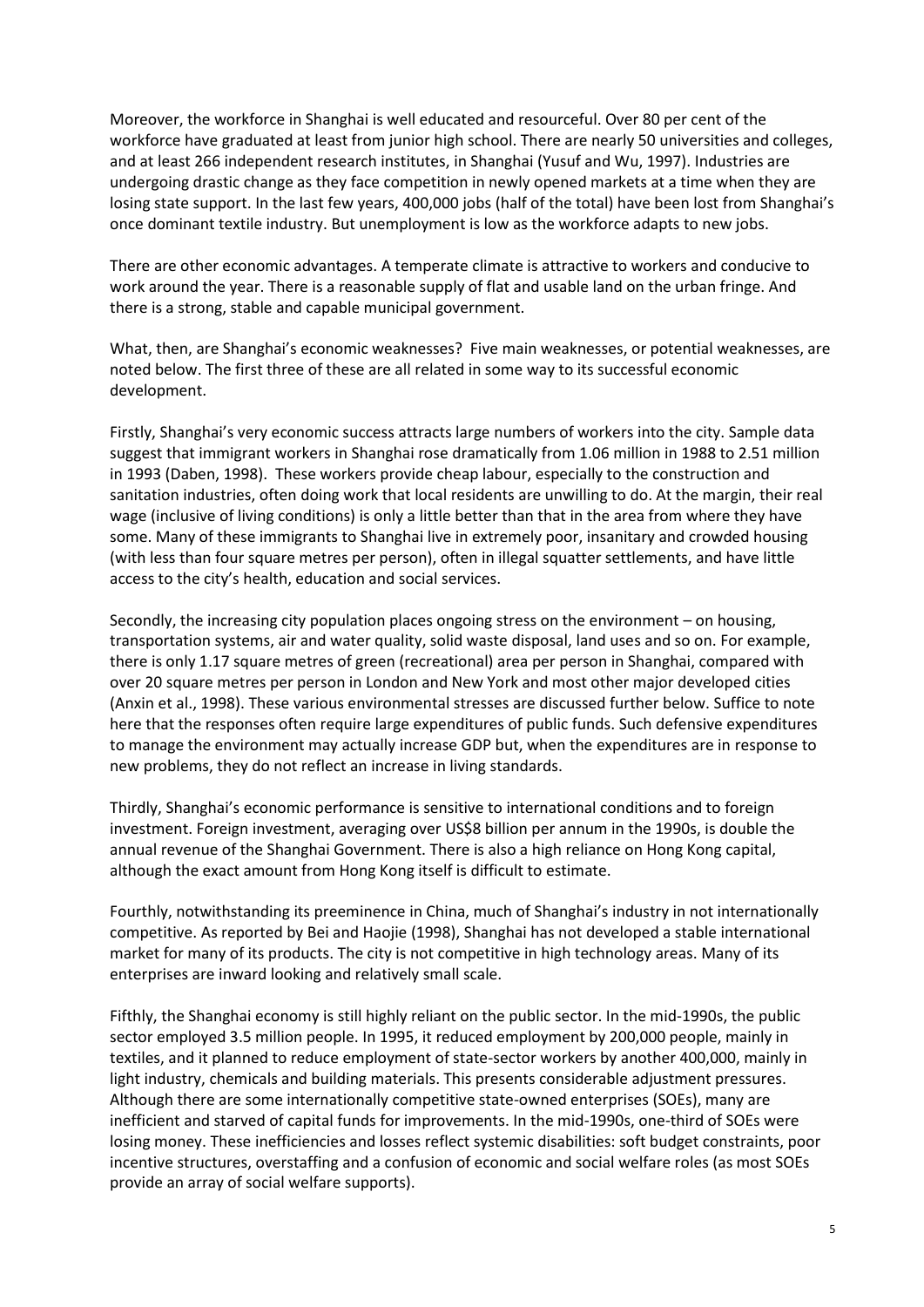Moreover, the workforce in Shanghai is well educated and resourceful. Over 80 per cent of the workforce have graduated at least from junior high school. There are nearly 50 universities and colleges, and at least 266 independent research institutes, in Shanghai (Yusuf and Wu, 1997). Industries are undergoing drastic change as they face competition in newly opened markets at a time when they are losing state support. In the last few years, 400,000 jobs (half of the total) have been lost from Shanghai's once dominant textile industry. But unemployment is low as the workforce adapts to new jobs.

There are other economic advantages. A temperate climate is attractive to workers and conducive to work around the year. There is a reasonable supply of flat and usable land on the urban fringe. And there is a strong, stable and capable municipal government.

What, then, are Shanghai's economic weaknesses? Five main weaknesses, or potential weaknesses, are noted below. The first three of these are all related in some way to its successful economic development.

Firstly, Shanghai's very economic success attracts large numbers of workers into the city. Sample data suggest that immigrant workers in Shanghai rose dramatically from 1.06 million in 1988 to 2.51 million in 1993 (Daben, 1998). These workers provide cheap labour, especially to the construction and sanitation industries, often doing work that local residents are unwilling to do. At the margin, their real wage (inclusive of living conditions) is only a little better than that in the area from where they have some. Many of these immigrants to Shanghai live in extremely poor, insanitary and crowded housing (with less than four square metres per person), often in illegal squatter settlements, and have little access to the city's health, education and social services.

Secondly, the increasing city population places ongoing stress on the environment – on housing, transportation systems, air and water quality, solid waste disposal, land uses and so on. For example, there is only 1.17 square metres of green (recreational) area per person in Shanghai, compared with over 20 square metres per person in London and New York and most other major developed cities (Anxin et al., 1998). These various environmental stresses are discussed further below. Suffice to note here that the responses often require large expenditures of public funds. Such defensive expenditures to manage the environment may actually increase GDP but, when the expenditures are in response to new problems, they do not reflect an increase in living standards.

Thirdly, Shanghai's economic performance is sensitive to international conditions and to foreign investment. Foreign investment, averaging over US$8 billion per annum in the 1990s, is double the annual revenue of the Shanghai Government. There is also a high reliance on Hong Kong capital, although the exact amount from Hong Kong itself is difficult to estimate.

Fourthly, notwithstanding its preeminence in China, much of Shanghai's industry in not internationally competitive. As reported by Bei and Haojie (1998), Shanghai has not developed a stable international market for many of its products. The city is not competitive in high technology areas. Many of its enterprises are inward looking and relatively small scale.

Fifthly, the Shanghai economy is still highly reliant on the public sector. In the mid-1990s, the public sector employed 3.5 million people. In 1995, it reduced employment by 200,000 people, mainly in textiles, and it planned to reduce employment of state-sector workers by another 400,000, mainly in light industry, chemicals and building materials. This presents considerable adjustment pressures. Although there are some internationally competitive state-owned enterprises (SOEs), many are inefficient and starved of capital funds for improvements. In the mid-1990s, one-third of SOEs were losing money. These inefficiencies and losses reflect systemic disabilities: soft budget constraints, poor incentive structures, overstaffing and a confusion of economic and social welfare roles (as most SOEs provide an array of social welfare supports).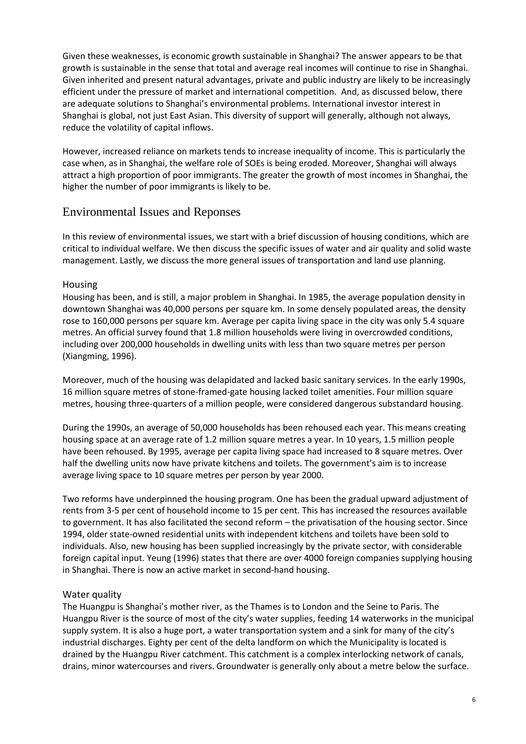Given these weaknesses, is economic growth sustainable in Shanghai? The answer appears to be that growth is sustainable in the sense that total and average real incomes will continue to rise in Shanghai. Given inherited and present natural advantages, private and public industry are likely to be increasingly efficient under the pressure of market and international competition. And, as discussed below, there are adequate solutions to Shanghai's environmental problems. International investor interest in Shanghai is global, not just East Asian. This diversity of support will generally, although not always, reduce the volatility of capital inflows.

However, increased reliance on markets tends to increase inequality of income. This is particularly the case when, as in Shanghai, the welfare role of SOEs is being eroded. Moreover, Shanghai will always attract a high proportion of poor immigrants. The greater the growth of most incomes in Shanghai, the higher the number of poor immigrants is likely to be.

## Environmental Issues and Reponses

In this review of environmental issues, we start with a brief discussion of housing conditions, which are critical to individual welfare. We then discuss the specific issues of water and air quality and solid waste management. Lastly, we discuss the more general issues of transportation and land use planning.

### Housing

Housing has been, and is still, a major problem in Shanghai. In 1985, the average population density in downtown Shanghai was 40,000 persons per square km. In some densely populated areas, the density rose to 160,000 persons per square km. Average per capita living space in the city was only 5.4 square metres. An official survey found that 1.8 million households were living in overcrowded conditions, including over 200,000 households in dwelling units with less than two square metres per person (Xiangming, 1996).

Moreover, much of the housing was delapidated and lacked basic sanitary services. In the early 1990s, 16 million square metres of stone-framed-gate housing lacked toilet amenities. Four million square metres, housing three-quarters of a million people, were considered dangerous substandard housing.

During the 1990s, an average of 50,000 households has been rehoused each year. This means creating housing space at an average rate of 1.2 million square metres a year. In 10 years, 1.5 million people have been rehoused. By 1995, average per capita living space had increased to 8 square metres. Over half the dwelling units now have private kitchens and toilets. The government's aim is to increase average living space to 10 square metres per person by year 2000.

Two reforms have underpinned the housing program. One has been the gradual upward adjustment of rents from 3-5 per cent of household income to 15 per cent. This has increased the resources available to government. It has also facilitated the second reform – the privatisation of the housing sector. Since 1994, older state-owned residential units with independent kitchens and toilets have been sold to individuals. Also, new housing has been supplied increasingly by the private sector, with considerable foreign capital input. Yeung (1996) states that there are over 4000 foreign companies supplying housing in Shanghai. There is now an active market in second-hand housing.

### Water quality

The Huangpu is Shanghai's mother river, as the Thames is to London and the Seine to Paris. The Huangpu River is the source of most of the city's water supplies, feeding 14 waterworks in the municipal supply system. It is also a huge port, a water transportation system and a sink for many of the city's industrial discharges. Eighty per cent of the delta landform on which the Municipality is located is drained by the Huangpu River catchment. This catchment is a complex interlocking network of canals, drains, minor watercourses and rivers. Groundwater is generally only about a metre below the surface.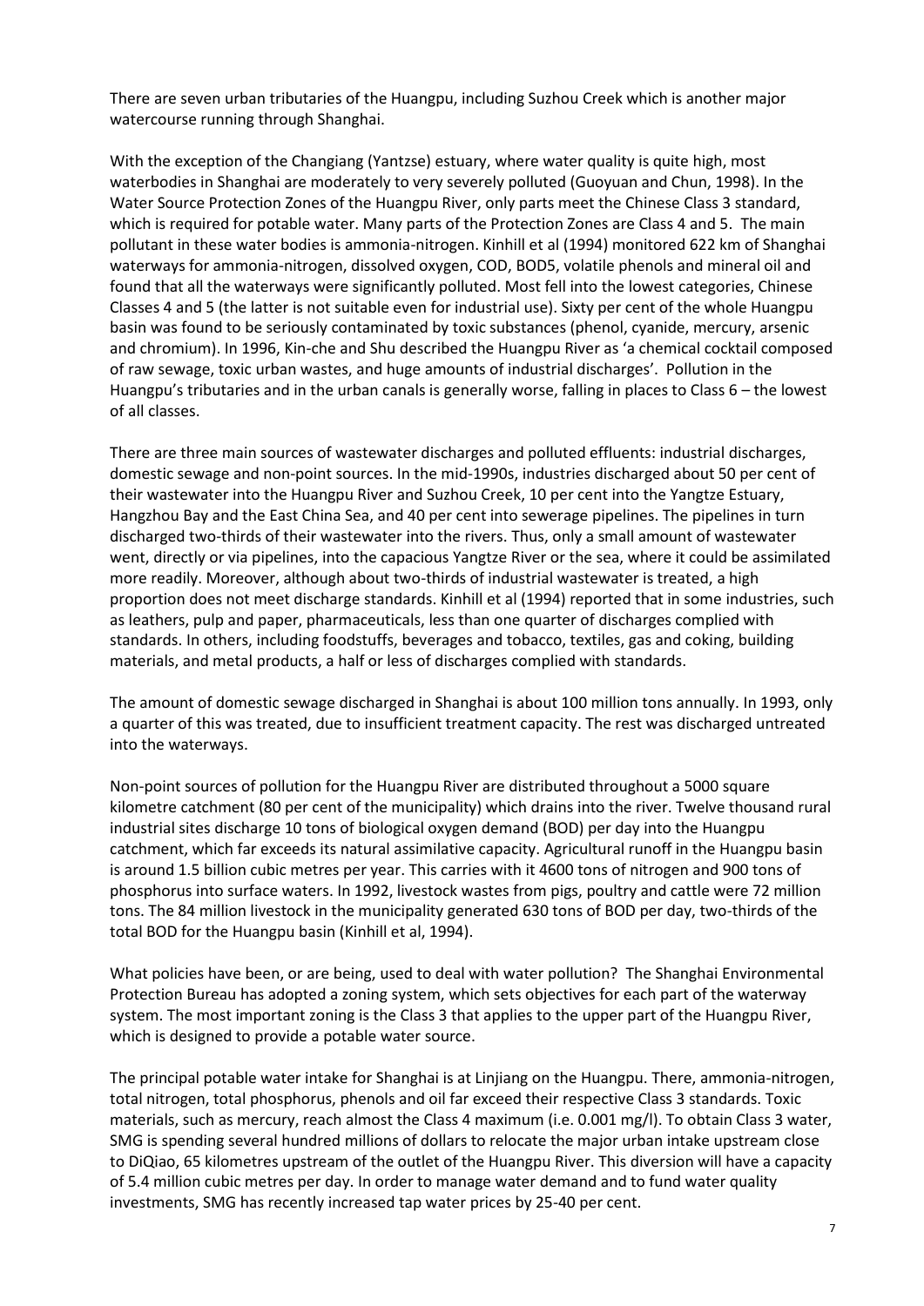There are seven urban tributaries of the Huangpu, including Suzhou Creek which is another major watercourse running through Shanghai.

With the exception of the Changiang (Yantzse) estuary, where water quality is quite high, most waterbodies in Shanghai are moderately to very severely polluted (Guoyuan and Chun, 1998). In the Water Source Protection Zones of the Huangpu River, only parts meet the Chinese Class 3 standard, which is required for potable water. Many parts of the Protection Zones are Class 4 and 5. The main pollutant in these water bodies is ammonia-nitrogen. Kinhill et al (1994) monitored 622 km of Shanghai waterways for ammonia-nitrogen, dissolved oxygen, COD, BOD5, volatile phenols and mineral oil and found that all the waterways were significantly polluted. Most fell into the lowest categories, Chinese Classes 4 and 5 (the latter is not suitable even for industrial use). Sixty per cent of the whole Huangpu basin was found to be seriously contaminated by toxic substances (phenol, cyanide, mercury, arsenic and chromium). In 1996, Kin-che and Shu described the Huangpu River as 'a chemical cocktail composed of raw sewage, toxic urban wastes, and huge amounts of industrial discharges'. Pollution in the Huangpu's tributaries and in the urban canals is generally worse, falling in places to Class 6 – the lowest of all classes.

There are three main sources of wastewater discharges and polluted effluents: industrial discharges, domestic sewage and non-point sources. In the mid-1990s, industries discharged about 50 per cent of their wastewater into the Huangpu River and Suzhou Creek, 10 per cent into the Yangtze Estuary, Hangzhou Bay and the East China Sea, and 40 per cent into sewerage pipelines. The pipelines in turn discharged two-thirds of their wastewater into the rivers. Thus, only a small amount of wastewater went, directly or via pipelines, into the capacious Yangtze River or the sea, where it could be assimilated more readily. Moreover, although about two-thirds of industrial wastewater is treated, a high proportion does not meet discharge standards. Kinhill et al (1994) reported that in some industries, such as leathers, pulp and paper, pharmaceuticals, less than one quarter of discharges complied with standards. In others, including foodstuffs, beverages and tobacco, textiles, gas and coking, building materials, and metal products, a half or less of discharges complied with standards.

The amount of domestic sewage discharged in Shanghai is about 100 million tons annually. In 1993, only a quarter of this was treated, due to insufficient treatment capacity. The rest was discharged untreated into the waterways.

Non-point sources of pollution for the Huangpu River are distributed throughout a 5000 square kilometre catchment (80 per cent of the municipality) which drains into the river. Twelve thousand rural industrial sites discharge 10 tons of biological oxygen demand (BOD) per day into the Huangpu catchment, which far exceeds its natural assimilative capacity. Agricultural runoff in the Huangpu basin is around 1.5 billion cubic metres per year. This carries with it 4600 tons of nitrogen and 900 tons of phosphorus into surface waters. In 1992, livestock wastes from pigs, poultry and cattle were 72 million tons. The 84 million livestock in the municipality generated 630 tons of BOD per day, two-thirds of the total BOD for the Huangpu basin (Kinhill et al, 1994).

What policies have been, or are being, used to deal with water pollution? The Shanghai Environmental Protection Bureau has adopted a zoning system, which sets objectives for each part of the waterway system. The most important zoning is the Class 3 that applies to the upper part of the Huangpu River, which is designed to provide a potable water source.

The principal potable water intake for Shanghai is at Linjiang on the Huangpu. There, ammonia-nitrogen, total nitrogen, total phosphorus, phenols and oil far exceed their respective Class 3 standards. Toxic materials, such as mercury, reach almost the Class 4 maximum (i.e. 0.001 mg/l). To obtain Class 3 water, SMG is spending several hundred millions of dollars to relocate the major urban intake upstream close to DiQiao, 65 kilometres upstream of the outlet of the Huangpu River. This diversion will have a capacity of 5.4 million cubic metres per day. In order to manage water demand and to fund water quality investments, SMG has recently increased tap water prices by 25-40 per cent.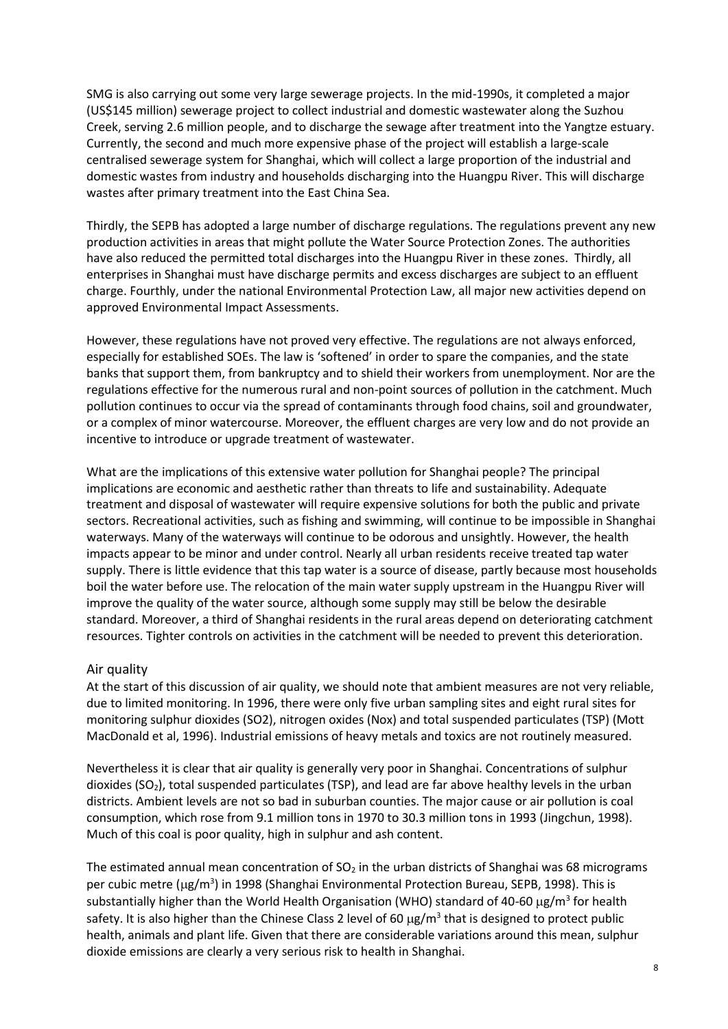SMG is also carrying out some very large sewerage projects. In the mid-1990s, it completed a major (US$145 million) sewerage project to collect industrial and domestic wastewater along the Suzhou Creek, serving 2.6 million people, and to discharge the sewage after treatment into the Yangtze estuary. Currently, the second and much more expensive phase of the project will establish a large-scale centralised sewerage system for Shanghai, which will collect a large proportion of the industrial and domestic wastes from industry and households discharging into the Huangpu River. This will discharge wastes after primary treatment into the East China Sea.

Thirdly, the SEPB has adopted a large number of discharge regulations. The regulations prevent any new production activities in areas that might pollute the Water Source Protection Zones. The authorities have also reduced the permitted total discharges into the Huangpu River in these zones. Thirdly, all enterprises in Shanghai must have discharge permits and excess discharges are subject to an effluent charge. Fourthly, under the national Environmental Protection Law, all major new activities depend on approved Environmental Impact Assessments.

However, these regulations have not proved very effective. The regulations are not always enforced, especially for established SOEs. The law is 'softened' in order to spare the companies, and the state banks that support them, from bankruptcy and to shield their workers from unemployment. Nor are the regulations effective for the numerous rural and non-point sources of pollution in the catchment. Much pollution continues to occur via the spread of contaminants through food chains, soil and groundwater, or a complex of minor watercourse. Moreover, the effluent charges are very low and do not provide an incentive to introduce or upgrade treatment of wastewater.

What are the implications of this extensive water pollution for Shanghai people? The principal implications are economic and aesthetic rather than threats to life and sustainability. Adequate treatment and disposal of wastewater will require expensive solutions for both the public and private sectors. Recreational activities, such as fishing and swimming, will continue to be impossible in Shanghai waterways. Many of the waterways will continue to be odorous and unsightly. However, the health impacts appear to be minor and under control. Nearly all urban residents receive treated tap water supply. There is little evidence that this tap water is a source of disease, partly because most households boil the water before use. The relocation of the main water supply upstream in the Huangpu River will improve the quality of the water source, although some supply may still be below the desirable standard. Moreover, a third of Shanghai residents in the rural areas depend on deteriorating catchment resources. Tighter controls on activities in the catchment will be needed to prevent this deterioration.

## Air quality

At the start of this discussion of air quality, we should note that ambient measures are not very reliable, due to limited monitoring. In 1996, there were only five urban sampling sites and eight rural sites for monitoring sulphur dioxides (SO2), nitrogen oxides (Nox) and total suspended particulates (TSP) (Mott MacDonald et al, 1996). Industrial emissions of heavy metals and toxics are not routinely measured.

Nevertheless it is clear that air quality is generally very poor in Shanghai. Concentrations of sulphur dioxides ($SO_2$), total suspended particulates (TSP), and lead are far above healthy levels in the urban districts. Ambient levels are not so bad in suburban counties. The major cause or air pollution is coal consumption, which rose from 9.1 million tons in 1970 to 30.3 million tons in 1993 (Jingchun, 1998). Much of this coal is poor quality, high in sulphur and ash content.

The estimated annual mean concentration of $SO_2$ in the urban districts of Shanghai was 68 micrograms per cubic metre ($\mu g/m^3$) in 1998 (Shanghai Environmental Protection Bureau, SEPB, 1998). This is substantially higher than the World Health Organisation (WHO) standard of 40-60 $\mu g/m^3$ for health safety. It is also higher than the Chinese Class 2 level of 60 $\mu g/m^3$ that is designed to protect public health, animals and plant life. Given that there are considerable variations around this mean, sulphur dioxide emissions are clearly a very serious risk to health in Shanghai.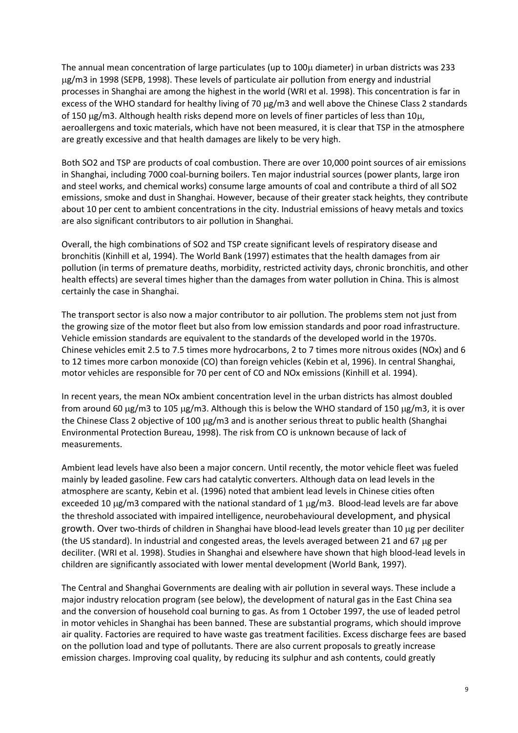The annual mean concentration of large particulates (up to 100μ diameter) in urban districts was 233 μg/m3 in 1998 (SEPB, 1998). These levels of particulate air pollution from energy and industrial processes in Shanghai are among the highest in the world (WRI et al. 1998). This concentration is far in excess of the WHO standard for healthy living of 70 μg/m3 and well above the Chinese Class 2 standards of 150 μg/m3. Although health risks depend more on levels of finer particles of less than 10μ, aeroallergens and toxic materials, which have not been measured, it is clear that TSP in the atmosphere are greatly excessive and that health damages are likely to be very high.

Both $SO_2$ and TSP are products of coal combustion. There are over 10,000 point sources of air emissions in Shanghai, including 7000 coal-burning boilers. Ten major industrial sources (power plants, large iron and steel works, and chemical works) consume large amounts of coal and contribute a third of all $SO_2$ emissions, smoke and dust in Shanghai. However, because of their greater stack heights, they contribute about 10 per cent to ambient concentrations in the city. Industrial emissions of heavy metals and toxics are also significant contributors to air pollution in Shanghai.

Overall, the high combinations of $SO_2$ and TSP create significant levels of respiratory disease and bronchitis (Kinhill et al, 1994). The World Bank (1997) estimates that the health damages from air pollution (in terms of premature deaths, morbidity, restricted activity days, chronic bronchitis, and other health effects) are several times higher than the damages from water pollution in China. This is almost certainly the case in Shanghai.

The transport sector is also now a major contributor to air pollution. The problems stem not just from the growing size of the motor fleet but also from low emission standards and poor road infrastructure. Vehicle emission standards are equivalent to the standards of the developed world in the 1970s. Chinese vehicles emit 2.5 to 7.5 times more hydrocarbons, 2 to 7 times more nitrous oxides ($NO_x$) and 6 to 12 times more carbon monoxide (CO) than foreign vehicles (Kebin et al, 1996). In central Shanghai, motor vehicles are responsible for 70 per cent of CO and $NO_x$ emissions (Kinhill et al. 1994).

In recent years, the mean $NO_x$ ambient concentration level in the urban districts has almost doubled from around 60 μg/m3 to 105 μg/m3. Although this is below the WHO standard of 150 μg/m3, it is over the Chinese Class 2 objective of 100 μg/m3 and is another serious threat to public health (Shanghai Environmental Protection Bureau, 1998). The risk from CO is unknown because of lack of measurements.

Ambient lead levels have also been a major concern. Until recently, the motor vehicle fleet was fueled mainly by leaded gasoline. Few cars had catalytic converters. Although data on lead levels in the atmosphere are scanty, Kebin et al. (1996) noted that ambient lead levels in Chinese cities often exceeded 10 μg/m3 compared with the national standard of 1 μg/m3. Blood-lead levels are far above the threshold associated with impaired intelligence, neurobehavioural development, and physical growth. Over two-thirds of children in Shanghai have blood-lead levels greater than 10 μg per deciliter (the US standard). In industrial and congested areas, the levels averaged between 21 and 67 μg per deciliter. (WRI et al. 1998). Studies in Shanghai and elsewhere have shown that high blood-lead levels in children are significantly associated with lower mental development (World Bank, 1997).

The Central and Shanghai Governments are dealing with air pollution in several ways. These include a major industry relocation program (see below), the development of natural gas in the East China sea and the conversion of household coal burning to gas. As from 1 October 1997, the use of leaded petrol in motor vehicles in Shanghai has been banned. These are substantial programs, which should improve air quality. Factories are required to have waste gas treatment facilities. Excess discharge fees are based on the pollution load and type of pollutants. There are also current proposals to greatly increase emission charges. Improving coal quality, by reducing its sulphur and ash contents, could greatly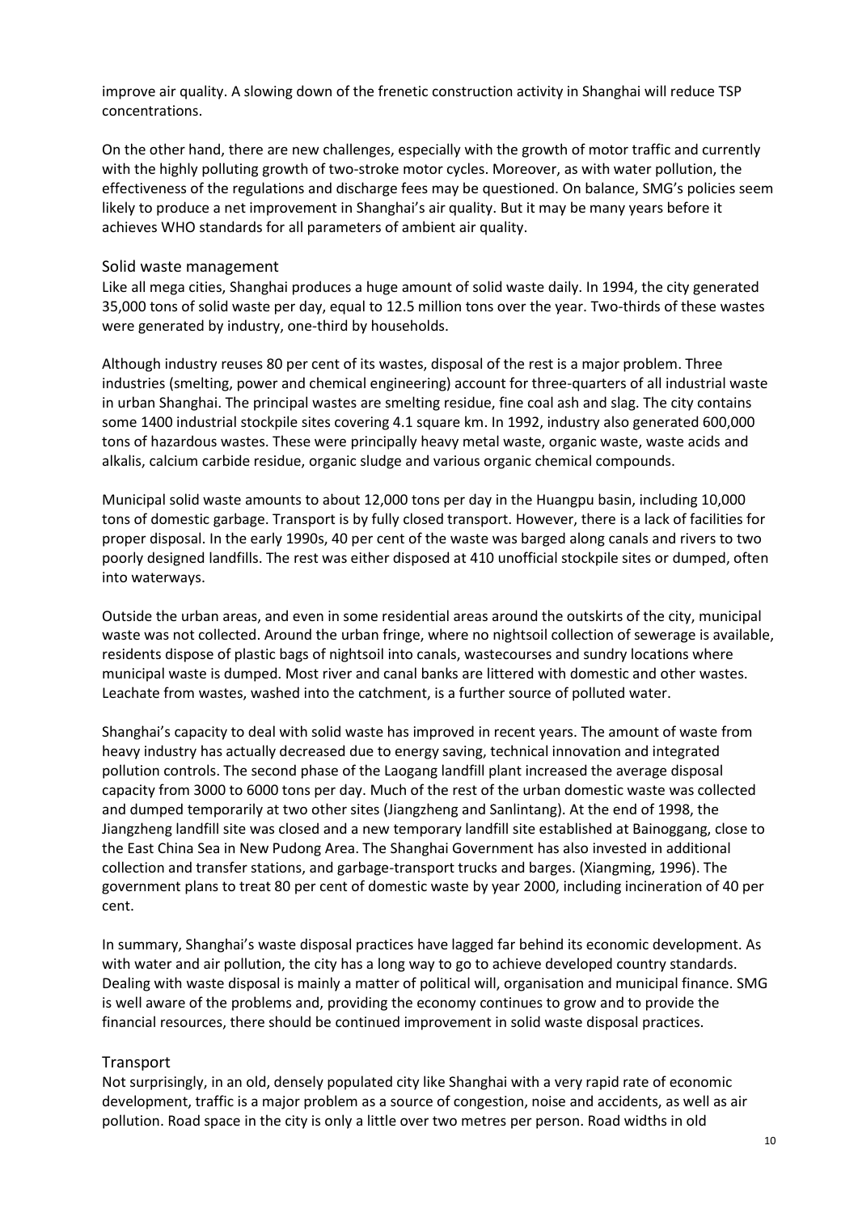improve air quality. A slowing down of the frenetic construction activity in Shanghai will reduce TSP concentrations.

On the other hand, there are new challenges, especially with the growth of motor traffic and currently with the highly polluting growth of two-stroke motor cycles. Moreover, as with water pollution, the effectiveness of the regulations and discharge fees may be questioned. On balance, SMG's policies seem likely to produce a net improvement in Shanghai's air quality. But it may be many years before it achieves WHO standards for all parameters of ambient air quality.

## Solid waste management

Like all mega cities, Shanghai produces a huge amount of solid waste daily. In 1994, the city generated 35,000 tons of solid waste per day, equal to 12.5 million tons over the year. Two-thirds of these wastes were generated by industry, one-third by households.

Although industry reuses 80 per cent of its wastes, disposal of the rest is a major problem. Three industries (smelting, power and chemical engineering) account for three-quarters of all industrial waste in urban Shanghai. The principal wastes are smelting residue, fine coal ash and slag. The city contains some 1400 industrial stockpile sites covering 4.1 square km. In 1992, industry also generated 600,000 tons of hazardous wastes. These were principally heavy metal waste, organic waste, waste acids and alkalis, calcium carbide residue, organic sludge and various organic chemical compounds.

Municipal solid waste amounts to about 12,000 tons per day in the Huangpu basin, including 10,000 tons of domestic garbage. Transport is by fully closed transport. However, there is a lack of facilities for proper disposal. In the early 1990s, 40 per cent of the waste was barged along canals and rivers to two poorly designed landfills. The rest was either disposed at 410 unofficial stockpile sites or dumped, often into waterways.

Outside the urban areas, and even in some residential areas around the outskirts of the city, municipal waste was not collected. Around the urban fringe, where no nightsoil collection of sewerage is available, residents dispose of plastic bags of nightsoil into canals, wastecourses and sundry locations where municipal waste is dumped. Most river and canal banks are littered with domestic and other wastes. Leachate from wastes, washed into the catchment, is a further source of polluted water.

Shanghai's capacity to deal with solid waste has improved in recent years. The amount of waste from heavy industry has actually decreased due to energy saving, technical innovation and integrated pollution controls. The second phase of the Laogang landfill plant increased the average disposal capacity from 3000 to 6000 tons per day. Much of the rest of the urban domestic waste was collected and dumped temporarily at two other sites (Jiangzheng and Sanlintang). At the end of 1998, the Jiangzheng landfill site was closed and a new temporary landfill site established at Bainoggang, close to the East China Sea in New Pudong Area. The Shanghai Government has also invested in additional collection and transfer stations, and garbage-transport trucks and barges. (Xiangming, 1996). The government plans to treat 80 per cent of domestic waste by year 2000, including incineration of 40 per cent.

In summary, Shanghai's waste disposal practices have lagged far behind its economic development. As with water and air pollution, the city has a long way to go to achieve developed country standards. Dealing with waste disposal is mainly a matter of political will, organisation and municipal finance. SMG is well aware of the problems and, providing the economy continues to grow and to provide the financial resources, there should be continued improvement in solid waste disposal practices.

## Transport

Not surprisingly, in an old, densely populated city like Shanghai with a very rapid rate of economic development, traffic is a major problem as a source of congestion, noise and accidents, as well as air pollution. Road space in the city is only a little over two metres per person. Road widths in old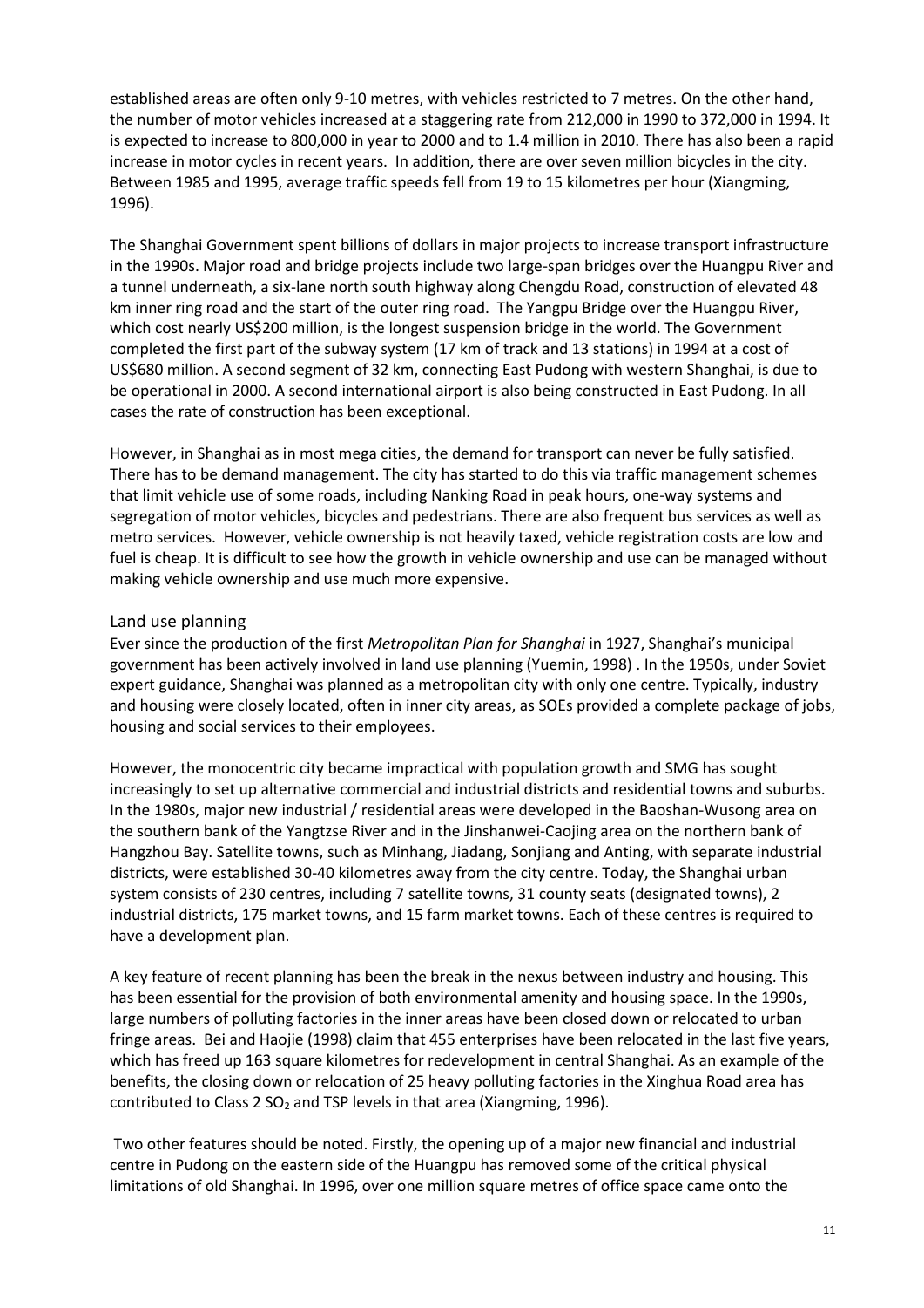established areas are often only 9-10 metres, with vehicles restricted to 7 metres. On the other hand, the number of motor vehicles increased at a staggering rate from 212,000 in 1990 to 372,000 in 1994. It is expected to increase to 800,000 in year to 2000 and to 1.4 million in 2010. There has also been a rapid increase in motor cycles in recent years. In addition, there are over seven million bicycles in the city. Between 1985 and 1995, average traffic speeds fell from 19 to 15 kilometres per hour (Xiangming, 1996).

The Shanghai Government spent billions of dollars in major projects to increase transport infrastructure in the 1990s. Major road and bridge projects include two large-span bridges over the Huangpu River and a tunnel underneath, a six-lane north south highway along Chengdu Road, construction of elevated 48 km inner ring road and the start of the outer ring road. The Yangpu Bridge over the Huangpu River, which cost nearly US$200 million, is the longest suspension bridge in the world. The Government completed the first part of the subway system (17 km of track and 13 stations) in 1994 at a cost of US$680 million. A second segment of 32 km, connecting East Pudong with western Shanghai, is due to be operational in 2000. A second international airport is also being constructed in East Pudong. In all cases the rate of construction has been exceptional.

However, in Shanghai as in most mega cities, the demand for transport can never be fully satisfied. There has to be demand management. The city has started to do this via traffic management schemes that limit vehicle use of some roads, including Nanking Road in peak hours, one-way systems and segregation of motor vehicles, bicycles and pedestrians. There are also frequent bus services as well as metro services. However, vehicle ownership is not heavily taxed, vehicle registration costs are low and fuel is cheap. It is difficult to see how the growth in vehicle ownership and use can be managed without making vehicle ownership and use much more expensive.

## Land use planning

Ever since the production of the first *Metropolitan Plan for Shanghai* in 1927, Shanghai's municipal government has been actively involved in land use planning (Yuemin, 1998) . In the 1950s, under Soviet expert guidance, Shanghai was planned as a metropolitan city with only one centre. Typically, industry and housing were closely located, often in inner city areas, as SOEs provided a complete package of jobs, housing and social services to their employees.

However, the monocentric city became impractical with population growth and SMG has sought increasingly to set up alternative commercial and industrial districts and residential towns and suburbs. In the 1980s, major new industrial / residential areas were developed in the Baoshan-Wusong area on the southern bank of the Yangtzse River and in the Jinshanwei-Caojing area on the northern bank of Hangzhou Bay. Satellite towns, such as Minhang, Jiadang, Sonjiang and Anting, with separate industrial districts, were established 30-40 kilometres away from the city centre. Today, the Shanghai urban system consists of 230 centres, including 7 satellite towns, 31 county seats (designated towns), 2 industrial districts, 175 market towns, and 15 farm market towns. Each of these centres is required to have a development plan.

A key feature of recent planning has been the break in the nexus between industry and housing. This has been essential for the provision of both environmental amenity and housing space. In the 1990s, large numbers of polluting factories in the inner areas have been closed down or relocated to urban fringe areas. Bei and Haojie (1998) claim that 455 enterprises have been relocated in the last five years, which has freed up 163 square kilometres for redevelopment in central Shanghai. As an example of the benefits, the closing down or relocation of 25 heavy polluting factories in the Xinghua Road area has contributed to Class 2 $SO_2$ and TSP levels in that area (Xiangming, 1996).

Two other features should be noted. Firstly, the opening up of a major new financial and industrial centre in Pudong on the eastern side of the Huangpu has removed some of the critical physical limitations of old Shanghai. In 1996, over one million square metres of office space came onto the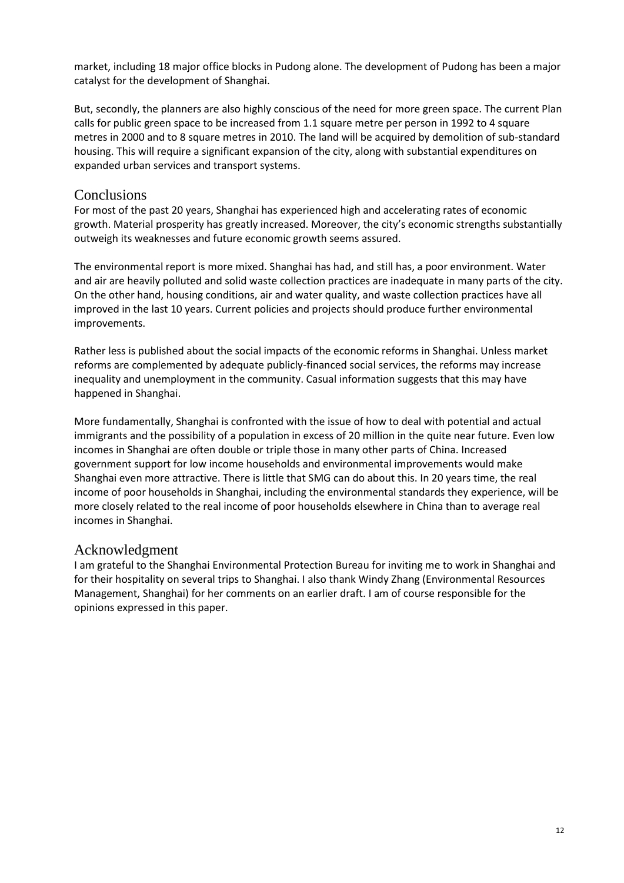market, including 18 major office blocks in Pudong alone. The development of Pudong has been a major catalyst for the development of Shanghai.

But, secondly, the planners are also highly conscious of the need for more green space. The current Plan calls for public green space to be increased from 1.1 square metre per person in 1992 to 4 square metres in 2000 and to 8 square metres in 2010. The land will be acquired by demolition of sub-standard housing. This will require a significant expansion of the city, along with substantial expenditures on expanded urban services and transport systems.

## Conclusions

For most of the past 20 years, Shanghai has experienced high and accelerating rates of economic growth. Material prosperity has greatly increased. Moreover, the city's economic strengths substantially outweigh its weaknesses and future economic growth seems assured.

The environmental report is more mixed. Shanghai has had, and still has, a poor environment. Water and air are heavily polluted and solid waste collection practices are inadequate in many parts of the city. On the other hand, housing conditions, air and water quality, and waste collection practices have all improved in the last 10 years. Current policies and projects should produce further environmental improvements.

Rather less is published about the social impacts of the economic reforms in Shanghai. Unless market reforms are complemented by adequate publicly-financed social services, the reforms may increase inequality and unemployment in the community. Casual information suggests that this may have happened in Shanghai.

More fundamentally, Shanghai is confronted with the issue of how to deal with potential and actual immigrants and the possibility of a population in excess of 20 million in the quite near future. Even low incomes in Shanghai are often double or triple those in many other parts of China. Increased government support for low income households and environmental improvements would make Shanghai even more attractive. There is little that SMG can do about this. In 20 years time, the real income of poor households in Shanghai, including the environmental standards they experience, will be more closely related to the real income of poor households elsewhere in China than to average real incomes in Shanghai.

## Acknowledgment

I am grateful to the Shanghai Environmental Protection Bureau for inviting me to work in Shanghai and for their hospitality on several trips to Shanghai. I also thank Windy Zhang (Environmental Resources Management, Shanghai) for her comments on an earlier draft. I am of course responsible for the opinions expressed in this paper.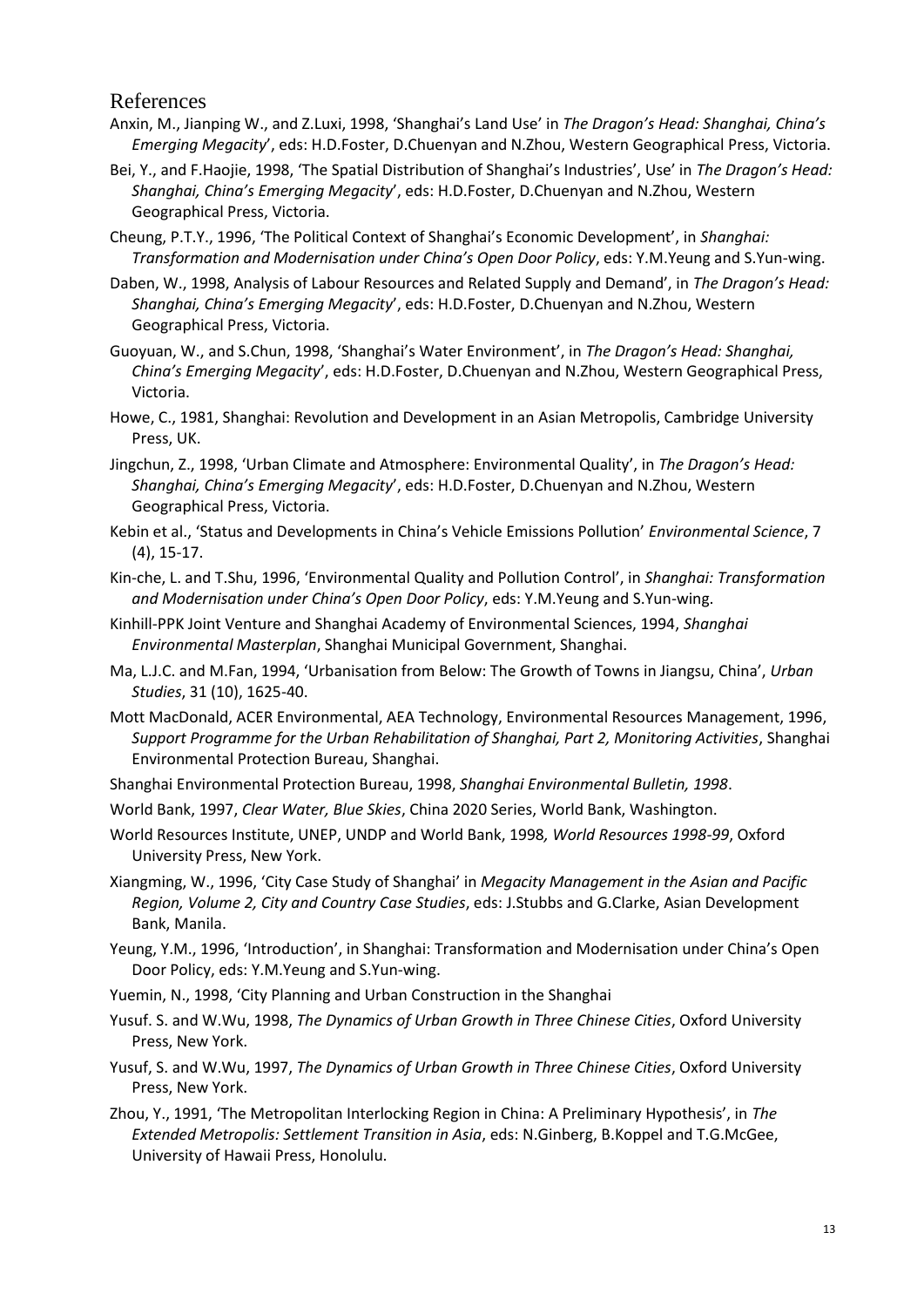# References

Anxin, M., Jianping W., and Z.Luxi, 1998, 'Shanghai's Land Use' in *The Dragon's Head: Shanghai, China's Emerging Megacity*', eds: H.D.Foster, D.Chuenyan and N.Zhou, Western Geographical Press, Victoria.

Bei, Y., and F.Haojie, 1998, 'The Spatial Distribution of Shanghai's Industries', Use' in *The Dragon's Head: Shanghai, China's Emerging Megacity*', eds: H.D.Foster, D.Chuenyan and N.Zhou, Western Geographical Press, Victoria.

Cheung, P.T.Y., 1996, 'The Political Context of Shanghai's Economic Development', in *Shanghai: Transformation and Modernisation under China's Open Door Policy*, eds: Y.M.Yeung and S.Yun-wing.

Daben, W., 1998, Analysis of Labour Resources and Related Supply and Demand', in *The Dragon's Head: Shanghai, China's Emerging Megacity*', eds: H.D.Foster, D.Chuenyan and N.Zhou, Western Geographical Press, Victoria.

Guoyuan, W., and S.Chun, 1998, 'Shanghai's Water Environment', in *The Dragon's Head: Shanghai, China's Emerging Megacity*', eds: H.D.Foster, D.Chuenyan and N.Zhou, Western Geographical Press, Victoria.

Howe, C., 1981, Shanghai: Revolution and Development in an Asian Metropolis, Cambridge University Press, UK.

Jingchun, Z., 1998, 'Urban Climate and Atmosphere: Environmental Quality', in *The Dragon's Head: Shanghai, China's Emerging Megacity*', eds: H.D.Foster, D.Chuenyan and N.Zhou, Western Geographical Press, Victoria.

Kebin et al., 'Status and Developments in China's Vehicle Emissions Pollution' *Environmental Science*, 7 (4), 15-17.

Kin-che, L. and T.Shu, 1996, 'Environmental Quality and Pollution Control', in *Shanghai: Transformation and Modernisation under China's Open Door Policy*, eds: Y.M.Yeung and S.Yun-wing.

Kinhill-PPK Joint Venture and Shanghai Academy of Environmental Sciences, 1994, *Shanghai Environmental Masterplan*, Shanghai Municipal Government, Shanghai.

Ma, L.J.C. and M.Fan, 1994, 'Urbanisation from Below: The Growth of Towns in Jiangsu, China', *Urban Studies*, 31 (10), 1625-40.

Mott MacDonald, ACER Environmental, AEA Technology, Environmental Resources Management, 1996, *Support Programme for the Urban Rehabilitation of Shanghai, Part 2, Monitoring Activities*, Shanghai Environmental Protection Bureau, Shanghai.

Shanghai Environmental Protection Bureau, 1998, *Shanghai Environmental Bulletin, 1998*.

World Bank, 1997, *Clear Water, Blue Skies*, China 2020 Series, World Bank, Washington.

World Resources Institute, UNEP, UNDP and World Bank, 1998*, World Resources 1998-99*, Oxford University Press, New York.

Xiangming, W., 1996, 'City Case Study of Shanghai' in *Megacity Management in the Asian and Pacific Region, Volume 2, City and Country Case Studies*, eds: J.Stubbs and G.Clarke, Asian Development Bank, Manila.

Yeung, Y.M., 1996, 'Introduction', in Shanghai: Transformation and Modernisation under China's Open Door Policy, eds: Y.M.Yeung and S.Yun-wing.

Yuemin, N., 1998, 'City Planning and Urban Construction in the Shanghai

Yusuf. S. and W.Wu, 1998, *The Dynamics of Urban Growth in Three Chinese Cities*, Oxford University Press, New York.

Yusuf, S. and W.Wu, 1997, *The Dynamics of Urban Growth in Three Chinese Cities*, Oxford University Press, New York.

Zhou, Y., 1991, 'The Metropolitan Interlocking Region in China: A Preliminary Hypothesis', in *The Extended Metropolis: Settlement Transition in Asia*, eds: N.Ginberg, B.Koppel and T.G.McGee, University of Hawaii Press, Honolulu.